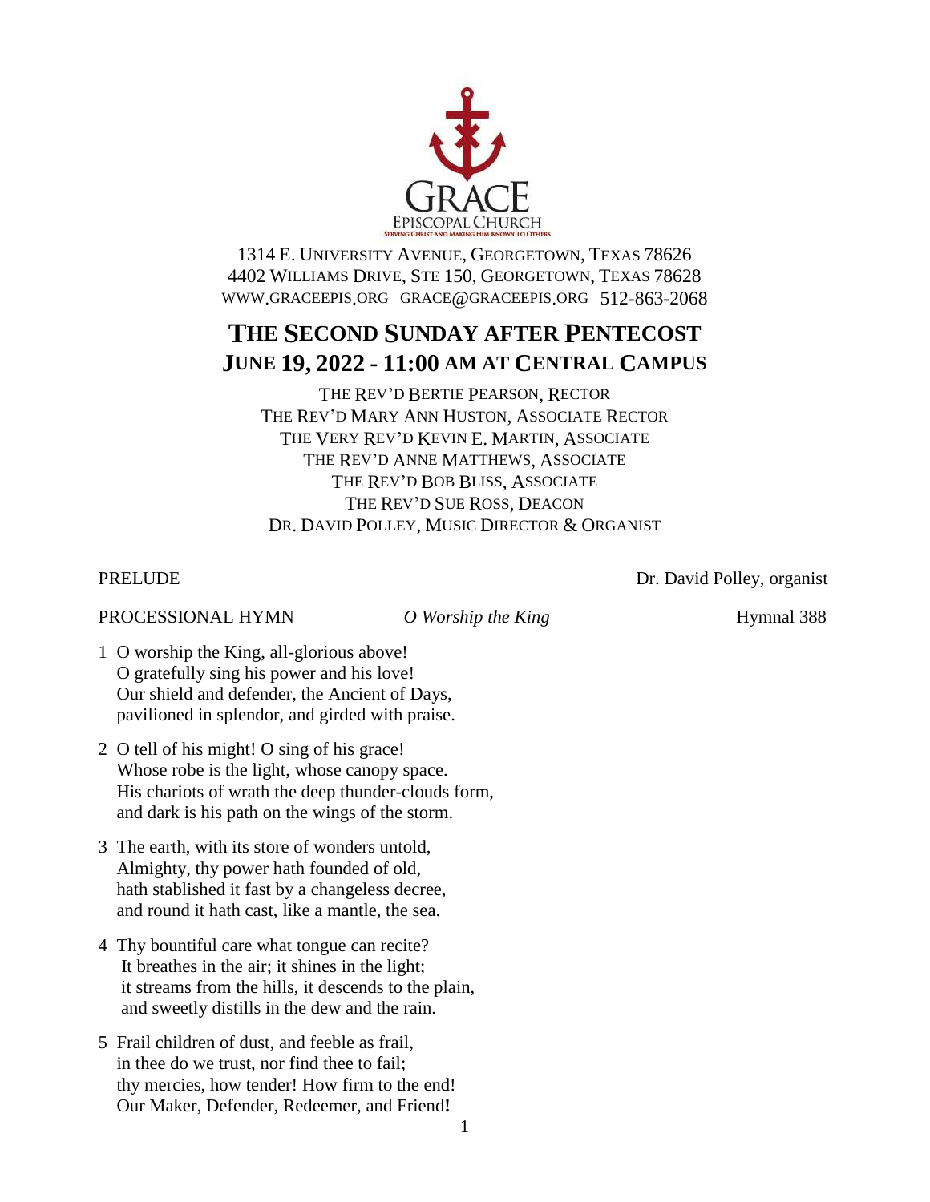GRACE
EPISCOPAL CHURCH
SERVING CHRIST AND MAKING HIM KNOWN TO OTHERS

1314 E. UNIVERSITY AVENUE, GEORGETOWN, TEXAS 78626
4402 WILLIAMS DRIVE, STE 150, GEORGETOWN, TEXAS 78628
WWW.GRACEEPIS.ORG GRACE@GRACEEPIS.ORG 512-863-2068

# THE SECOND SUNDAY AFTER PENTECOST

## JUNE 19, 2022 - 11:00 AM AT CENTRAL CAMPUS

THE REV'D BERTIE PEARSON, RECTOR
THE REV'D MARY ANN HUSTON, ASSOCIATE RECTOR
THE VERY REV'D KEVIN E. MARTIN, ASSOCIATE
THE REV'D ANNE MATTHEWS, ASSOCIATE
THE REV'D BOB BLISS, ASSOCIATE
THE REV'D SUE ROSS, DEACON
DR. DAVID POLLEY, MUSIC DIRECTOR & ORGANIST

PRELUDE Dr. David Polley, organist

PROCESSIONAL HYMN *O Worship the King* Hymnal 388

1 O worship the King, all-glorious above!
O gratefully sing his power and his love!
Our shield and defender, the Ancient of Days,
pavilioned in splendor, and girded with praise.

2 O tell of his might! O sing of his grace!
Whose robe is the light, whose canopy space.
His chariots of wrath the deep thunder-clouds form,
and dark is his path on the wings of the storm.

3 The earth, with its store of wonders untold,
Almighty, thy power hath founded of old,
hath stablished it fast by a changeless decree,
and round it hath cast, like a mantle, the sea.

4 Thy bountiful care what tongue can recite?
It breathes in the air; it shines in the light;
it streams from the hills, it descends to the plain,
and sweetly distills in the dew and the rain.

5 Frail children of dust, and feeble as frail,
in thee do we trust, nor find thee to fail;
thy mercies, how tender! How firm to the end!
Our Maker, Defender, Redeemer, and Friend**!**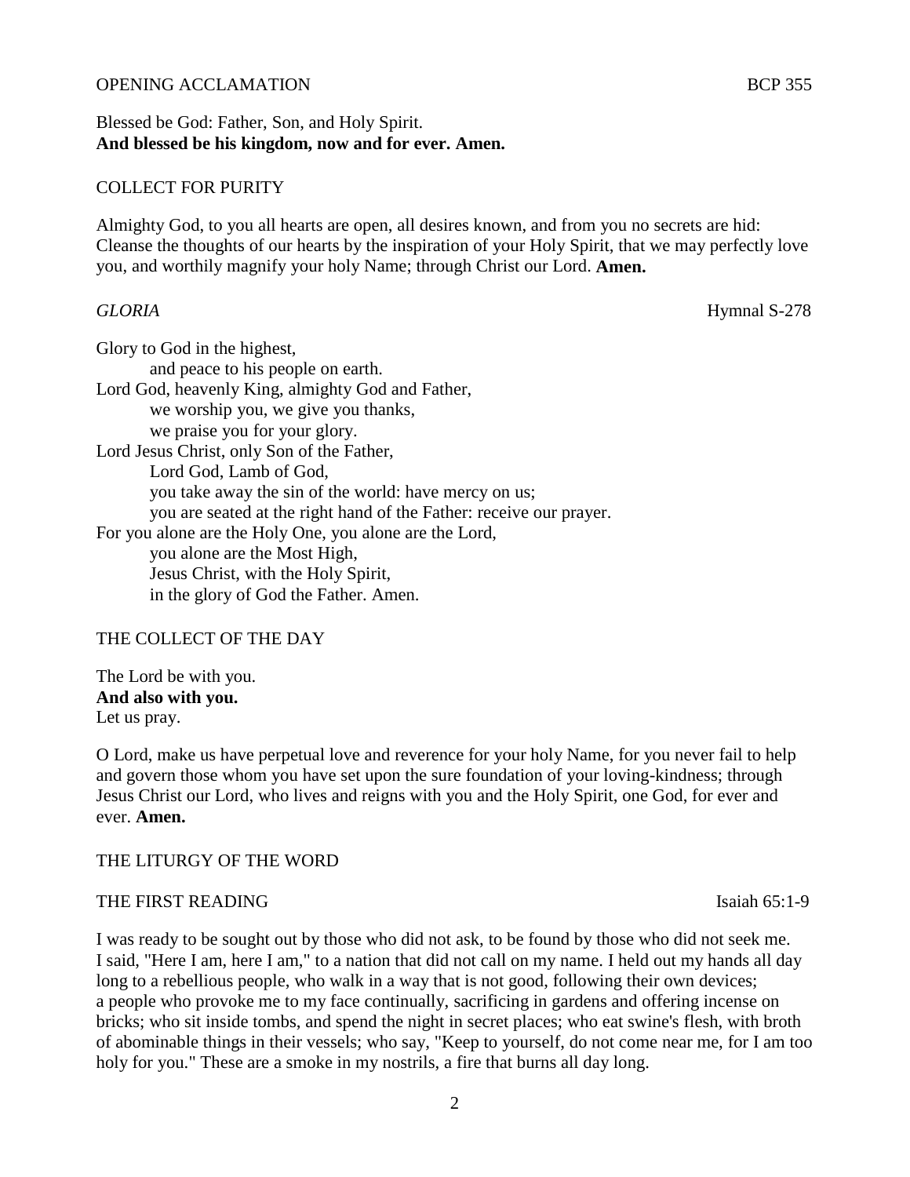## OPENING ACCLAMATION — BCP 355

Blessed be God: Father, Son, and Holy Spirit.
**And blessed be his kingdom, now and for ever. Amen.**

## COLLECT FOR PURITY

Almighty God, to you all hearts are open, all desires known, and from you no secrets are hid: Cleanse the thoughts of our hearts by the inspiration of your Holy Spirit, that we may perfectly love you, and worthily magnify your holy Name; through Christ our Lord. **Amen.**

## *GLORIA* — Hymnal S-278

Glory to God in the highest,
 and peace to his people on earth.
Lord God, heavenly King, almighty God and Father,
 we worship you, we give you thanks,
 we praise you for your glory.
Lord Jesus Christ, only Son of the Father,
 Lord God, Lamb of God,
 you take away the sin of the world: have mercy on us;
 you are seated at the right hand of the Father: receive our prayer.
For you alone are the Holy One, you alone are the Lord,
 you alone are the Most High,
 Jesus Christ, with the Holy Spirit,
 in the glory of God the Father. Amen.

## THE COLLECT OF THE DAY

The Lord be with you.
**And also with you.**
Let us pray.

O Lord, make us have perpetual love and reverence for your holy Name, for you never fail to help and govern those whom you have set upon the sure foundation of your loving-kindness; through Jesus Christ our Lord, who lives and reigns with you and the Holy Spirit, one God, for ever and ever. **Amen.**

## THE LITURGY OF THE WORD

## THE FIRST READING — Isaiah 65:1-9

I was ready to be sought out by those who did not ask, to be found by those who did not seek me. I said, "Here I am, here I am," to a nation that did not call on my name. I held out my hands all day long to a rebellious people, who walk in a way that is not good, following their own devices; a people who provoke me to my face continually, sacrificing in gardens and offering incense on bricks; who sit inside tombs, and spend the night in secret places; who eat swine's flesh, with broth of abominable things in their vessels; who say, "Keep to yourself, do not come near me, for I am too holy for you." These are a smoke in my nostrils, a fire that burns all day long.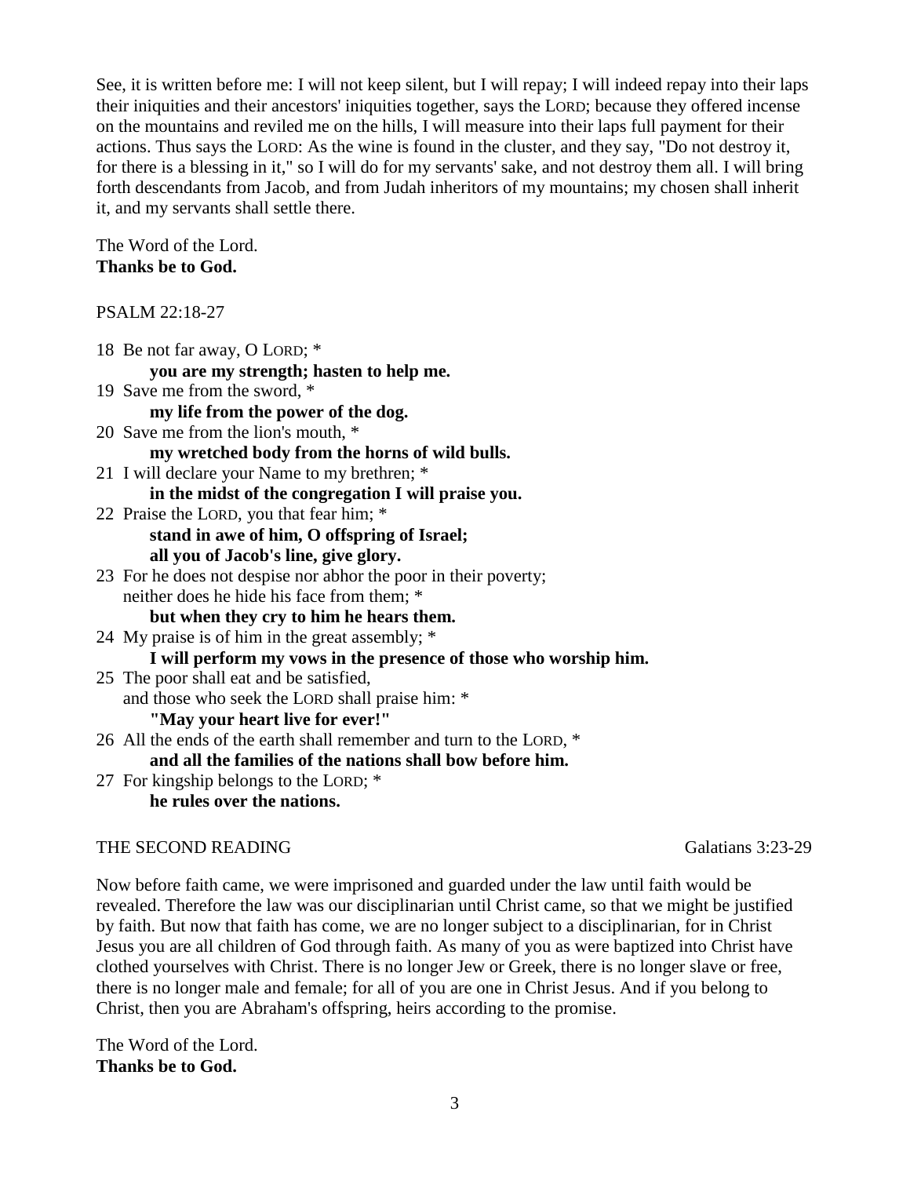See, it is written before me: I will not keep silent, but I will repay; I will indeed repay into their laps their iniquities and their ancestors' iniquities together, says the LORD; because they offered incense on the mountains and reviled me on the hills, I will measure into their laps full payment for their actions. Thus says the LORD: As the wine is found in the cluster, and they say, "Do not destroy it, for there is a blessing in it," so I will do for my servants' sake, and not destroy them all. I will bring forth descendants from Jacob, and from Judah inheritors of my mountains; my chosen shall inherit it, and my servants shall settle there.

The Word of the Lord.
**Thanks be to God.**

PSALM 22:18-27

18 Be not far away, O LORD; *
**you are my strength; hasten to help me.**

19 Save me from the sword, *
**my life from the power of the dog.**

20 Save me from the lion's mouth, *
**my wretched body from the horns of wild bulls.**

21 I will declare your Name to my brethren; *
**in the midst of the congregation I will praise you.**

22 Praise the LORD, you that fear him; *
**stand in awe of him, O offspring of Israel;**
**all you of Jacob's line, give glory.**

23 For he does not despise nor abhor the poor in their poverty;
neither does he hide his face from them; *
**but when they cry to him he hears them.**

24 My praise is of him in the great assembly; *
**I will perform my vows in the presence of those who worship him.**

25 The poor shall eat and be satisfied,
and those who seek the LORD shall praise him: *
**"May your heart live for ever!"**

26 All the ends of the earth shall remember and turn to the LORD, *
**and all the families of the nations shall bow before him.**

27 For kingship belongs to the LORD; *
**he rules over the nations.**

THE SECOND READING Galatians 3:23-29

Now before faith came, we were imprisoned and guarded under the law until faith would be revealed. Therefore the law was our disciplinarian until Christ came, so that we might be justified by faith. But now that faith has come, we are no longer subject to a disciplinarian, for in Christ Jesus you are all children of God through faith. As many of you as were baptized into Christ have clothed yourselves with Christ. There is no longer Jew or Greek, there is no longer slave or free, there is no longer male and female; for all of you are one in Christ Jesus. And if you belong to Christ, then you are Abraham's offspring, heirs according to the promise.

The Word of the Lord.
**Thanks be to God.**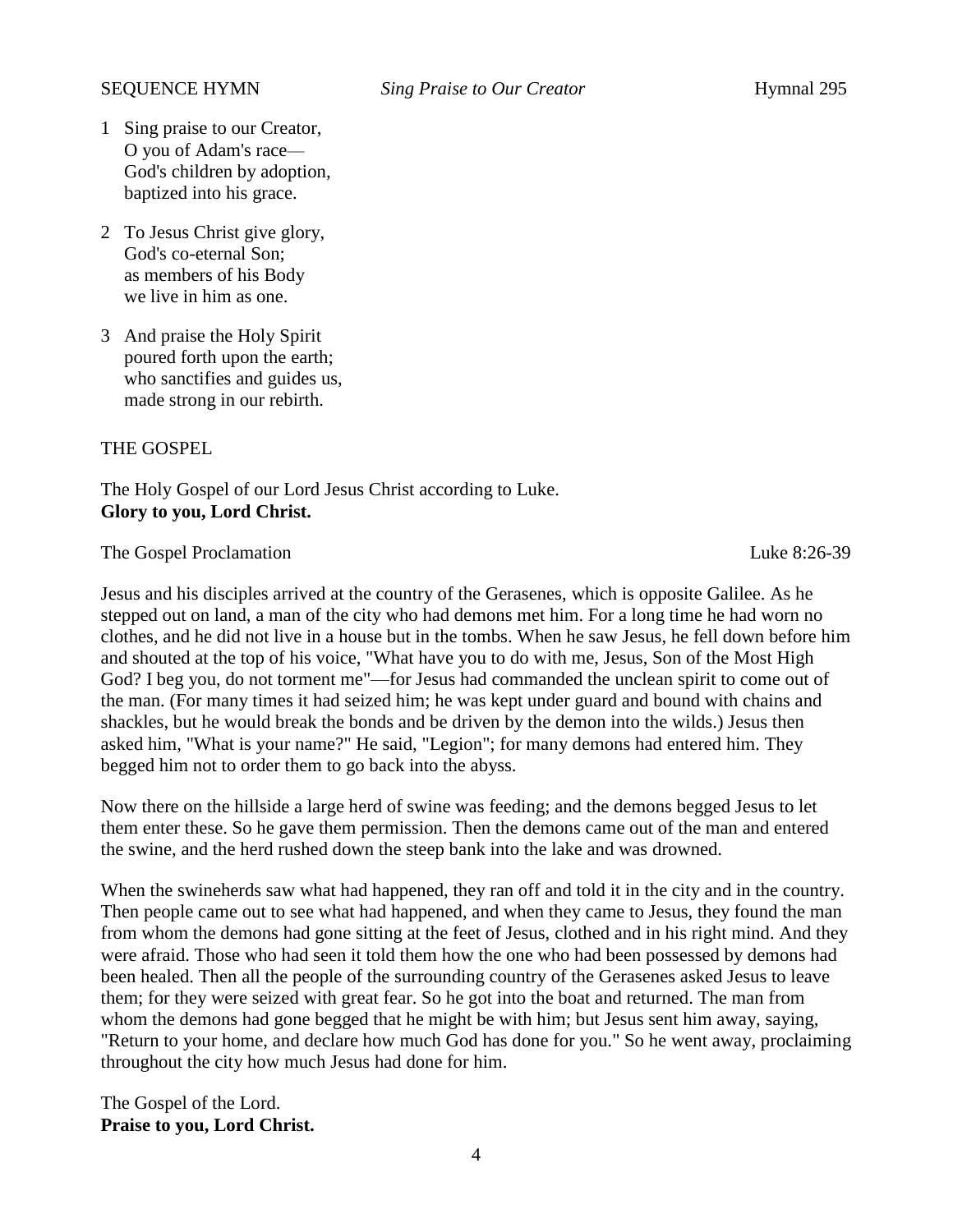SEQUENCE HYMN *Sing Praise to Our Creator* Hymnal 295

1 Sing praise to our Creator,
O you of Adam's race—
God's children by adoption,
baptized into his grace.

2 To Jesus Christ give glory,
God's co-eternal Son;
as members of his Body
we live in him as one.

3 And praise the Holy Spirit
poured forth upon the earth;
who sanctifies and guides us,
made strong in our rebirth.

THE GOSPEL

The Holy Gospel of our Lord Jesus Christ according to Luke.
**Glory to you, Lord Christ.**

The Gospel Proclamation Luke 8:26-39

Jesus and his disciples arrived at the country of the Gerasenes, which is opposite Galilee. As he stepped out on land, a man of the city who had demons met him. For a long time he had worn no clothes, and he did not live in a house but in the tombs. When he saw Jesus, he fell down before him and shouted at the top of his voice, "What have you to do with me, Jesus, Son of the Most High God? I beg you, do not torment me"—for Jesus had commanded the unclean spirit to come out of the man. (For many times it had seized him; he was kept under guard and bound with chains and shackles, but he would break the bonds and be driven by the demon into the wilds.) Jesus then asked him, "What is your name?" He said, "Legion"; for many demons had entered him. They begged him not to order them to go back into the abyss.

Now there on the hillside a large herd of swine was feeding; and the demons begged Jesus to let them enter these. So he gave them permission. Then the demons came out of the man and entered the swine, and the herd rushed down the steep bank into the lake and was drowned.

When the swineherds saw what had happened, they ran off and told it in the city and in the country. Then people came out to see what had happened, and when they came to Jesus, they found the man from whom the demons had gone sitting at the feet of Jesus, clothed and in his right mind. And they were afraid. Those who had seen it told them how the one who had been possessed by demons had been healed. Then all the people of the surrounding country of the Gerasenes asked Jesus to leave them; for they were seized with great fear. So he got into the boat and returned. The man from whom the demons had gone begged that he might be with him; but Jesus sent him away, saying, "Return to your home, and declare how much God has done for you." So he went away, proclaiming throughout the city how much Jesus had done for him.

The Gospel of the Lord.
**Praise to you, Lord Christ.**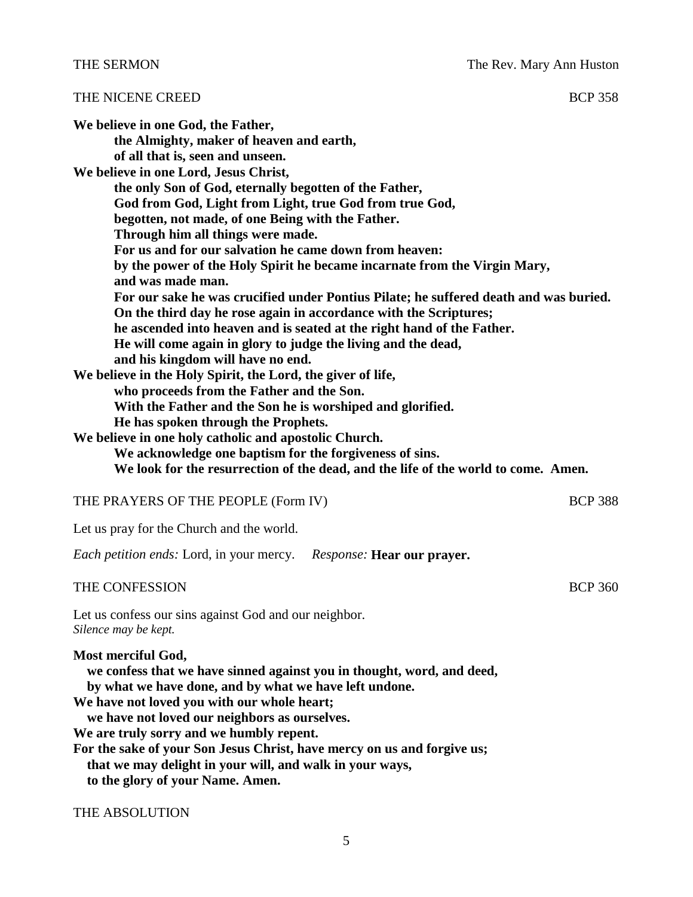THE SERMON The Rev. Mary Ann Huston

THE NICENE CREED BCP 358

**We believe in one God, the Father,**
**the Almighty, maker of heaven and earth,**
**of all that is, seen and unseen.**
**We believe in one Lord, Jesus Christ,**
**the only Son of God, eternally begotten of the Father,**
**God from God, Light from Light, true God from true God,**
**begotten, not made, of one Being with the Father.**
**Through him all things were made.**
**For us and for our salvation he came down from heaven:**
**by the power of the Holy Spirit he became incarnate from the Virgin Mary,**
**and was made man.**
**For our sake he was crucified under Pontius Pilate; he suffered death and was buried.**
**On the third day he rose again in accordance with the Scriptures;**
**he ascended into heaven and is seated at the right hand of the Father.**
**He will come again in glory to judge the living and the dead,**
**and his kingdom will have no end.**
**We believe in the Holy Spirit, the Lord, the giver of life,**
**who proceeds from the Father and the Son.**
**With the Father and the Son he is worshiped and glorified.**
**He has spoken through the Prophets.**
**We believe in one holy catholic and apostolic Church.**
**We acknowledge one baptism for the forgiveness of sins.**
**We look for the resurrection of the dead, and the life of the world to come. Amen.**

THE PRAYERS OF THE PEOPLE (Form IV) BCP 388

Let us pray for the Church and the world.

*Each petition ends:* Lord, in your mercy. *Response:* **Hear our prayer.**

THE CONFESSION BCP 360

Let us confess our sins against God and our neighbor.
*Silence may be kept.*

**Most merciful God,**
**we confess that we have sinned against you in thought, word, and deed,**
**by what we have done, and by what we have left undone.**
**We have not loved you with our whole heart;**
**we have not loved our neighbors as ourselves.**
**We are truly sorry and we humbly repent.**
**For the sake of your Son Jesus Christ, have mercy on us and forgive us;**
**that we may delight in your will, and walk in your ways,**
**to the glory of your Name. Amen.**

THE ABSOLUTION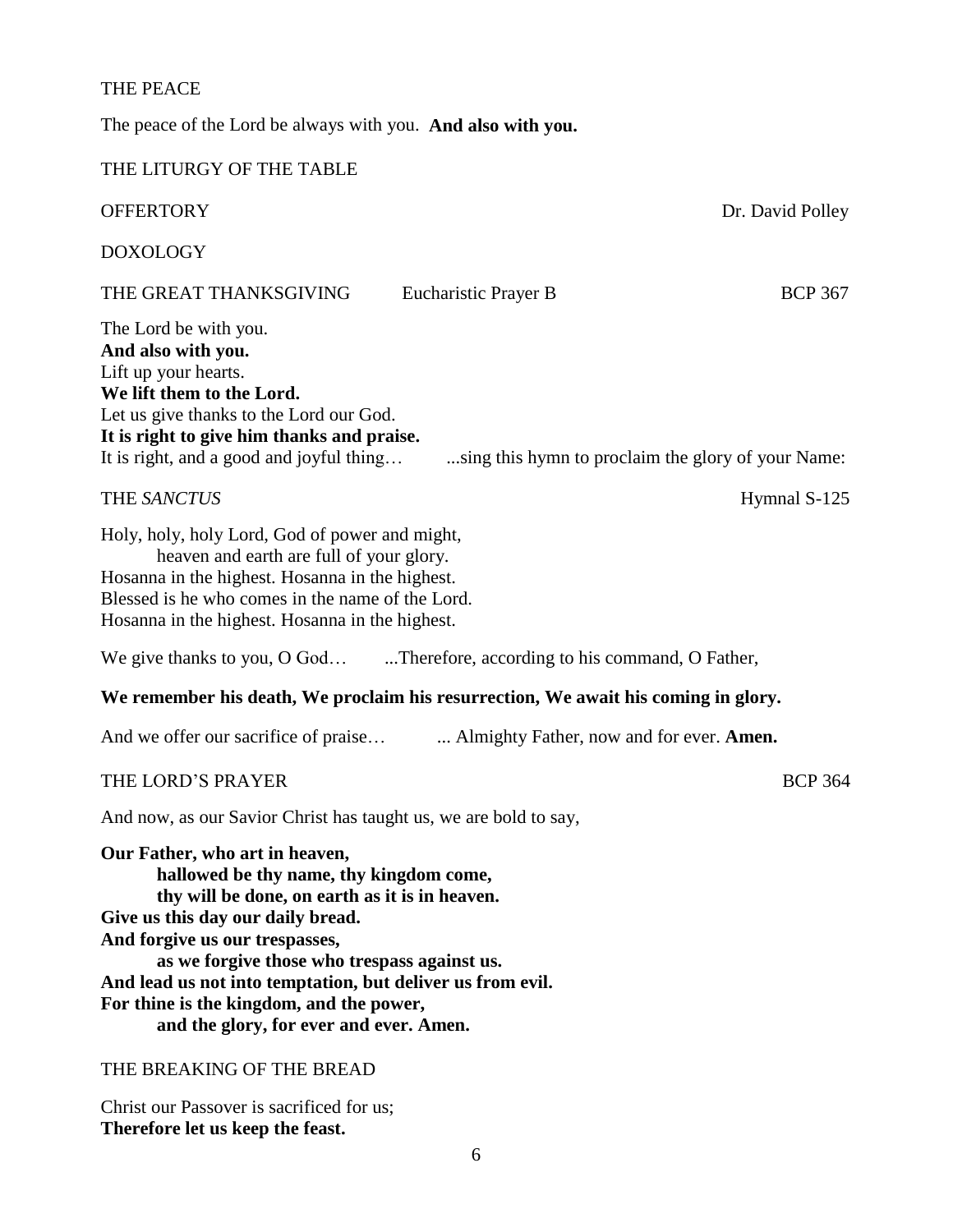THE PEACE

The peace of the Lord be always with you. **And also with you.**

THE LITURGY OF THE TABLE

OFFERTORY Dr. David Polley

DOXOLOGY

THE GREAT THANKSGIVING Eucharistic Prayer B BCP 367

The Lord be with you.
**And also with you.**
Lift up your hearts.
**We lift them to the Lord.**
Let us give thanks to the Lord our God.
**It is right to give him thanks and praise.**
It is right, and a good and joyful thing… ...sing this hymn to proclaim the glory of your Name:

THE *SANCTUS* Hymnal S-125

Holy, holy, holy Lord, God of power and might,
heaven and earth are full of your glory.
Hosanna in the highest. Hosanna in the highest.
Blessed is he who comes in the name of the Lord.
Hosanna in the highest. Hosanna in the highest.

We give thanks to you, O God… ...Therefore, according to his command, O Father,

**We remember his death, We proclaim his resurrection, We await his coming in glory.**

And we offer our sacrifice of praise… ... Almighty Father, now and for ever. **Amen.**

THE LORD'S PRAYER BCP 364

And now, as our Savior Christ has taught us, we are bold to say,

**Our Father, who art in heaven,**
**hallowed be thy name, thy kingdom come,**
**thy will be done, on earth as it is in heaven.**
**Give us this day our daily bread.**
**And forgive us our trespasses,**
**as we forgive those who trespass against us.**
**And lead us not into temptation, but deliver us from evil.**
**For thine is the kingdom, and the power,**
**and the glory, for ever and ever. Amen.**

THE BREAKING OF THE BREAD

Christ our Passover is sacrificed for us;
**Therefore let us keep the feast.**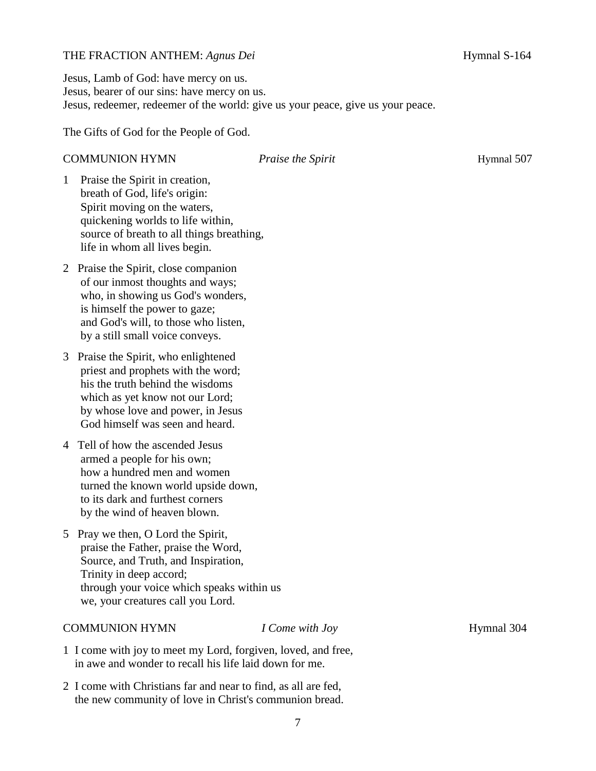THE FRACTION ANTHEM: *Agnus Dei* Hymnal S-164

Jesus, Lamb of God: have mercy on us.
Jesus, bearer of our sins: have mercy on us.
Jesus, redeemer, redeemer of the world: give us your peace, give us your peace.

The Gifts of God for the People of God.

COMMUNION HYMN *Praise the Spirit* Hymnal 507

1 Praise the Spirit in creation,
breath of God, life's origin:
Spirit moving on the waters,
quickening worlds to life within,
source of breath to all things breathing,
life in whom all lives begin.

2 Praise the Spirit, close companion
of our inmost thoughts and ways;
who, in showing us God's wonders,
is himself the power to gaze;
and God's will, to those who listen,
by a still small voice conveys.

3 Praise the Spirit, who enlightened
priest and prophets with the word;
his the truth behind the wisdoms
which as yet know not our Lord;
by whose love and power, in Jesus
God himself was seen and heard.

4 Tell of how the ascended Jesus
armed a people for his own;
how a hundred men and women
turned the known world upside down,
to its dark and furthest corners
by the wind of heaven blown.

5 Pray we then, O Lord the Spirit,
praise the Father, praise the Word,
Source, and Truth, and Inspiration,
Trinity in deep accord;
through your voice which speaks within us
we, your creatures call you Lord.

COMMUNION HYMN *I Come with Joy* Hymnal 304

1 I come with joy to meet my Lord, forgiven, loved, and free,
in awe and wonder to recall his life laid down for me.

2 I come with Christians far and near to find, as all are fed,
the new community of love in Christ's communion bread.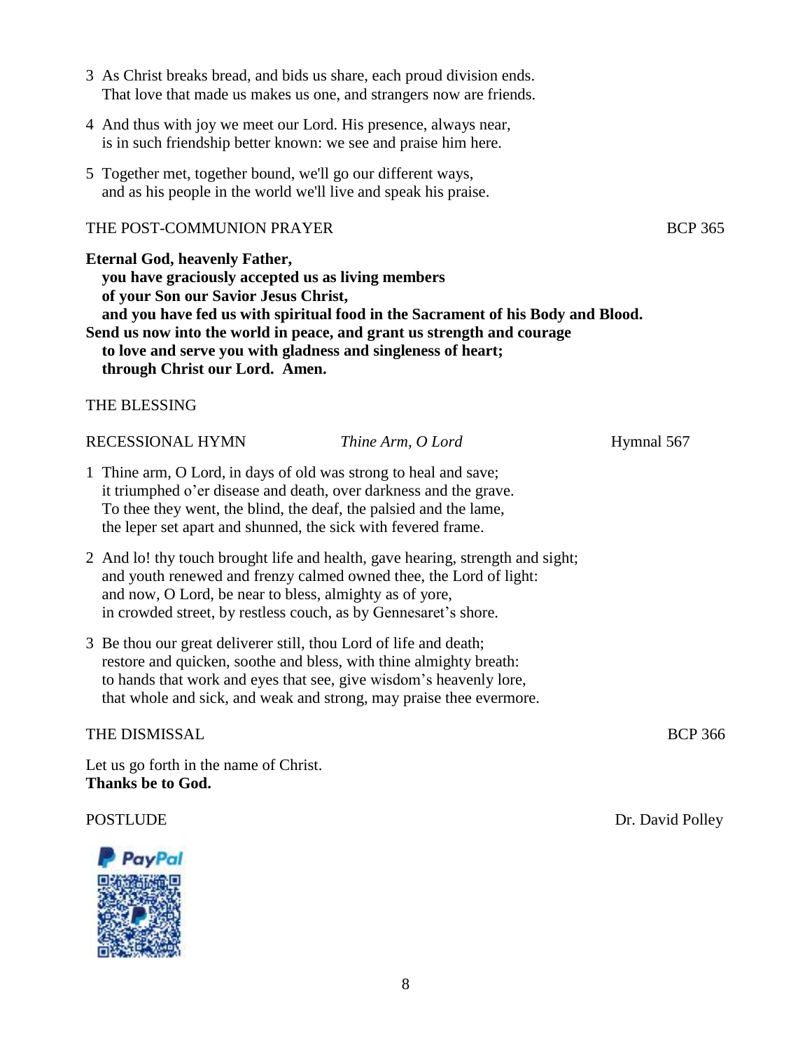3 As Christ breaks bread, and bids us share, each proud division ends.
That love that made us makes us one, and strangers now are friends.

4 And thus with joy we meet our Lord. His presence, always near,
is in such friendship better known: we see and praise him here.

5 Together met, together bound, we'll go our different ways,
and as his people in the world we'll live and speak his praise.

THE POST-COMMUNION PRAYER BCP 365

**Eternal God, heavenly Father,**
**you have graciously accepted us as living members**
**of your Son our Savior Jesus Christ,**
**and you have fed us with spiritual food in the Sacrament of his Body and Blood.**
**Send us now into the world in peace, and grant us strength and courage**
**to love and serve you with gladness and singleness of heart;**
**through Christ our Lord. Amen.**

THE BLESSING

RECESSIONAL HYMN *Thine Arm, O Lord* Hymnal 567

1 Thine arm, O Lord, in days of old was strong to heal and save;
it triumphed o'er disease and death, over darkness and the grave.
To thee they went, the blind, the deaf, the palsied and the lame,
the leper set apart and shunned, the sick with fevered frame.

2 And lo! thy touch brought life and health, gave hearing, strength and sight;
and youth renewed and frenzy calmed owned thee, the Lord of light:
and now, O Lord, be near to bless, almighty as of yore,
in crowded street, by restless couch, as by Gennesaret's shore.

3 Be thou our great deliverer still, thou Lord of life and death;
restore and quicken, soothe and bless, with thine almighty breath:
to hands that work and eyes that see, give wisdom's heavenly lore,
that whole and sick, and weak and strong, may praise thee evermore.

THE DISMISSAL BCP 366

Let us go forth in the name of Christ.
**Thanks be to God.**

POSTLUDE Dr. David Polley

PayPal